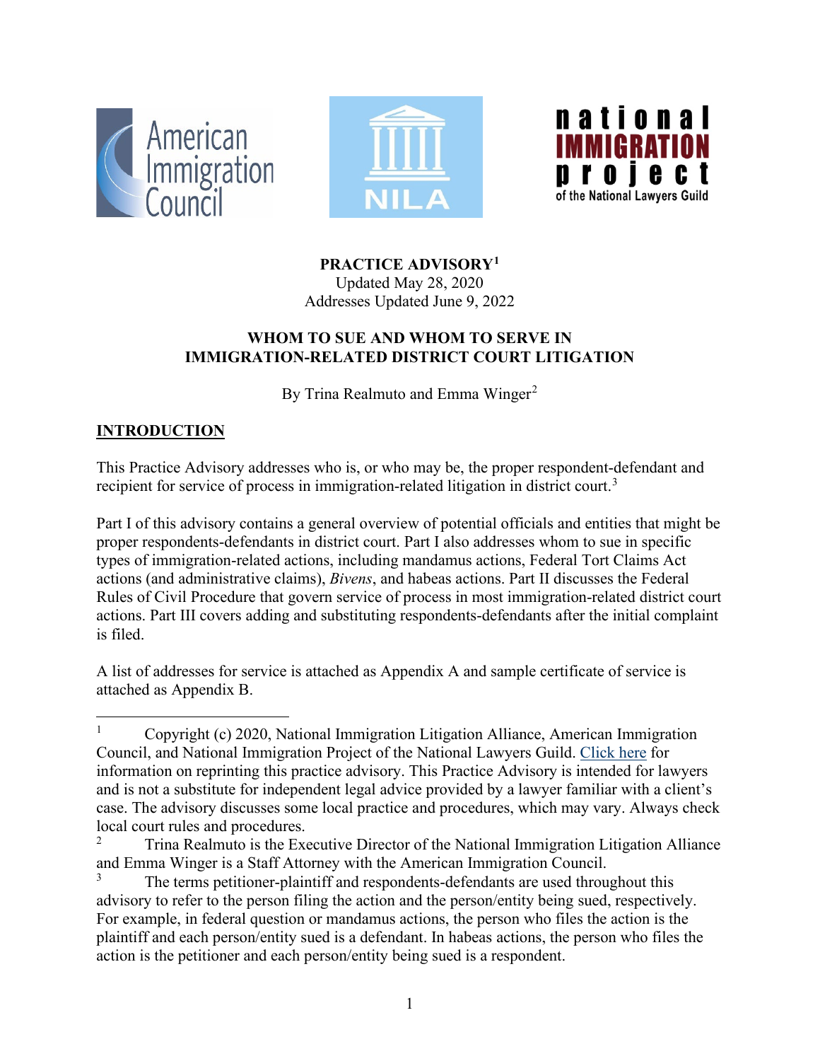**PRACTICE ADVISORY**[1]
Updated May 28, 2020
Addresses Updated June 9, 2022

**WHOM TO SUE AND WHOM TO SERVE IN IMMIGRATION-RELATED DISTRICT COURT LITIGATION**

By Trina Realmuto and Emma Winger[2]

## INTRODUCTION

This Practice Advisory addresses who is, or who may be, the proper respondent-defendant and recipient for service of process in immigration-related litigation in district court.[3]

Part I of this advisory contains a general overview of potential officials and entities that might be proper respondents-defendants in district court. Part I also addresses whom to sue in specific types of immigration-related actions, including mandamus actions, Federal Tort Claims Act actions (and administrative claims), *Bivens*, and habeas actions. Part II discusses the Federal Rules of Civil Procedure that govern service of process in most immigration-related district court actions. Part III covers adding and substituting respondents-defendants after the initial complaint is filed.

A list of addresses for service is attached as Appendix A and sample certificate of service is attached as Appendix B.

---

[1] Copyright (c) 2020, National Immigration Litigation Alliance, American Immigration Council, and National Immigration Project of the National Lawyers Guild. Click here for information on reprinting this practice advisory. This Practice Advisory is intended for lawyers and is not a substitute for independent legal advice provided by a lawyer familiar with a client's case. The advisory discusses some local practice and procedures, which may vary. Always check local court rules and procedures.

[2] Trina Realmuto is the Executive Director of the National Immigration Litigation Alliance and Emma Winger is a Staff Attorney with the American Immigration Council.

[3] The terms petitioner-plaintiff and respondents-defendants are used throughout this advisory to refer to the person filing the action and the person/entity being sued, respectively. For example, in federal question or mandamus actions, the person who files the action is the plaintiff and each person/entity sued is a defendant. In habeas actions, the person who files the action is the petitioner and each person/entity being sued is a respondent.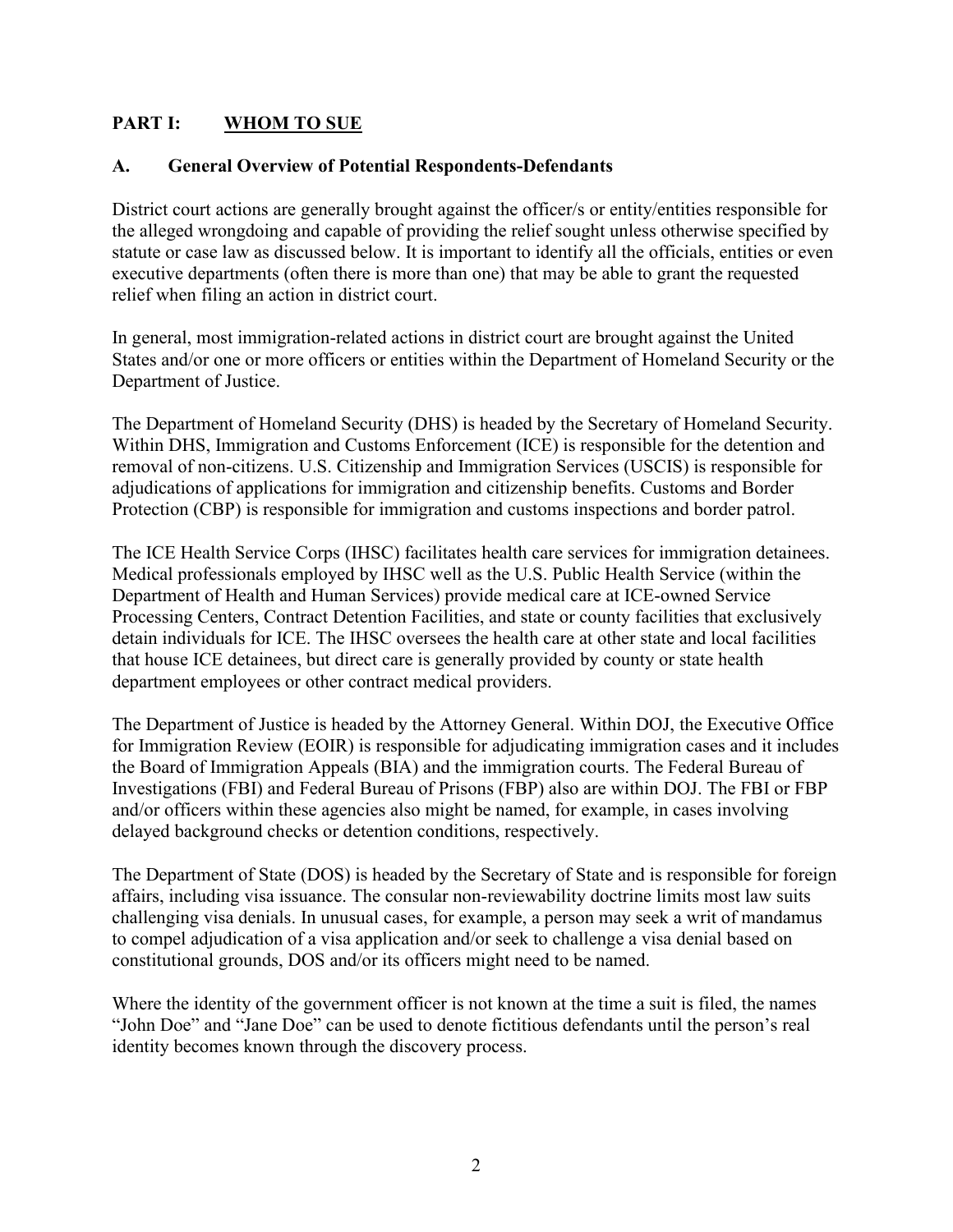## PART I: <u>WHOM TO SUE</u>

### A. General Overview of Potential Respondents-Defendants

District court actions are generally brought against the officer/s or entity/entities responsible for the alleged wrongdoing and capable of providing the relief sought unless otherwise specified by statute or case law as discussed below. It is important to identify all the officials, entities or even executive departments (often there is more than one) that may be able to grant the requested relief when filing an action in district court.

In general, most immigration-related actions in district court are brought against the United States and/or one or more officers or entities within the Department of Homeland Security or the Department of Justice.

The Department of Homeland Security (DHS) is headed by the Secretary of Homeland Security. Within DHS, Immigration and Customs Enforcement (ICE) is responsible for the detention and removal of non-citizens. U.S. Citizenship and Immigration Services (USCIS) is responsible for adjudications of applications for immigration and citizenship benefits. Customs and Border Protection (CBP) is responsible for immigration and customs inspections and border patrol.

The ICE Health Service Corps (IHSC) facilitates health care services for immigration detainees. Medical professionals employed by IHSC well as the U.S. Public Health Service (within the Department of Health and Human Services) provide medical care at ICE-owned Service Processing Centers, Contract Detention Facilities, and state or county facilities that exclusively detain individuals for ICE. The IHSC oversees the health care at other state and local facilities that house ICE detainees, but direct care is generally provided by county or state health department employees or other contract medical providers.

The Department of Justice is headed by the Attorney General. Within DOJ, the Executive Office for Immigration Review (EOIR) is responsible for adjudicating immigration cases and it includes the Board of Immigration Appeals (BIA) and the immigration courts. The Federal Bureau of Investigations (FBI) and Federal Bureau of Prisons (FBP) also are within DOJ. The FBI or FBP and/or officers within these agencies also might be named, for example, in cases involving delayed background checks or detention conditions, respectively.

The Department of State (DOS) is headed by the Secretary of State and is responsible for foreign affairs, including visa issuance. The consular non-reviewability doctrine limits most law suits challenging visa denials. In unusual cases, for example, a person may seek a writ of mandamus to compel adjudication of a visa application and/or seek to challenge a visa denial based on constitutional grounds, DOS and/or its officers might need to be named.

Where the identity of the government officer is not known at the time a suit is filed, the names "John Doe" and "Jane Doe" can be used to denote fictitious defendants until the person's real identity becomes known through the discovery process.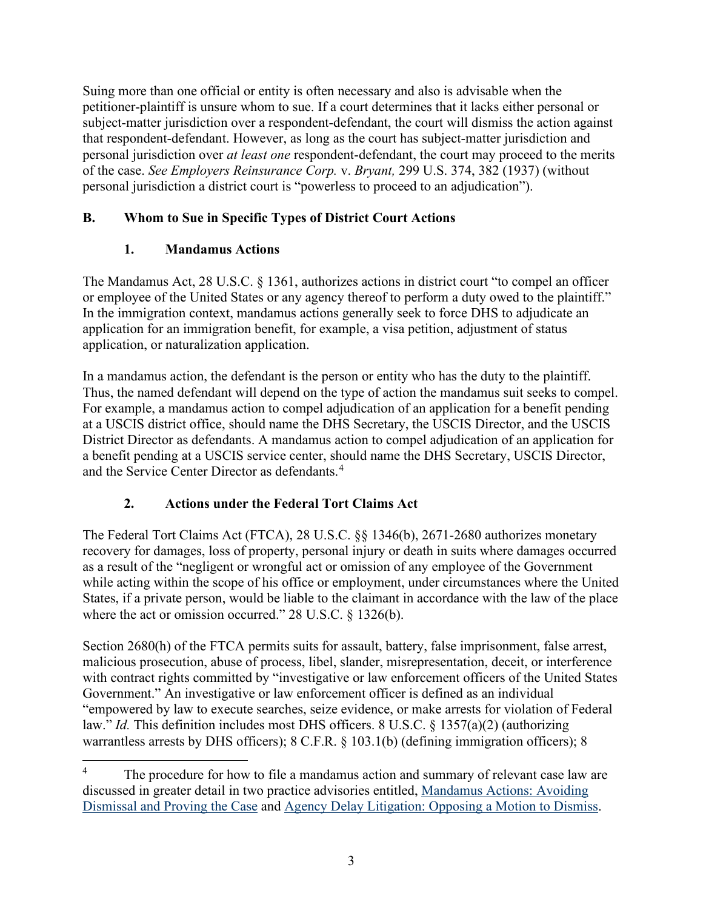Suing more than one official or entity is often necessary and also is advisable when the petitioner-plaintiff is unsure whom to sue. If a court determines that it lacks either personal or subject-matter jurisdiction over a respondent-defendant, the court will dismiss the action against that respondent-defendant. However, as long as the court has subject-matter jurisdiction and personal jurisdiction over *at least one* respondent-defendant, the court may proceed to the merits of the case. *See Employers Reinsurance Corp.* v. *Bryant,* 299 U.S. 374, 382 (1937) (without personal jurisdiction a district court is "powerless to proceed to an adjudication").

## B. Whom to Sue in Specific Types of District Court Actions

### 1. Mandamus Actions

The Mandamus Act, 28 U.S.C. § 1361, authorizes actions in district court "to compel an officer or employee of the United States or any agency thereof to perform a duty owed to the plaintiff." In the immigration context, mandamus actions generally seek to force DHS to adjudicate an application for an immigration benefit, for example, a visa petition, adjustment of status application, or naturalization application.

In a mandamus action, the defendant is the person or entity who has the duty to the plaintiff. Thus, the named defendant will depend on the type of action the mandamus suit seeks to compel. For example, a mandamus action to compel adjudication of an application for a benefit pending at a USCIS district office, should name the DHS Secretary, the USCIS Director, and the USCIS District Director as defendants. A mandamus action to compel adjudication of an application for a benefit pending at a USCIS service center, should name the DHS Secretary, USCIS Director, and the Service Center Director as defendants.[4]

### 2. Actions under the Federal Tort Claims Act

The Federal Tort Claims Act (FTCA), 28 U.S.C. §§ 1346(b), 2671-2680 authorizes monetary recovery for damages, loss of property, personal injury or death in suits where damages occurred as a result of the "negligent or wrongful act or omission of any employee of the Government while acting within the scope of his office or employment, under circumstances where the United States, if a private person, would be liable to the claimant in accordance with the law of the place where the act or omission occurred." 28 U.S.C. § 1326(b).

Section 2680(h) of the FTCA permits suits for assault, battery, false imprisonment, false arrest, malicious prosecution, abuse of process, libel, slander, misrepresentation, deceit, or interference with contract rights committed by "investigative or law enforcement officers of the United States Government." An investigative or law enforcement officer is defined as an individual "empowered by law to execute searches, seize evidence, or make arrests for violation of Federal law." *Id.* This definition includes most DHS officers. 8 U.S.C. § 1357(a)(2) (authorizing warrantless arrests by DHS officers); 8 C.F.R. § 103.1(b) (defining immigration officers); 8

---

[4] The procedure for how to file a mandamus action and summary of relevant case law are discussed in greater detail in two practice advisories entitled, Mandamus Actions: Avoiding Dismissal and Proving the Case and Agency Delay Litigation: Opposing a Motion to Dismiss.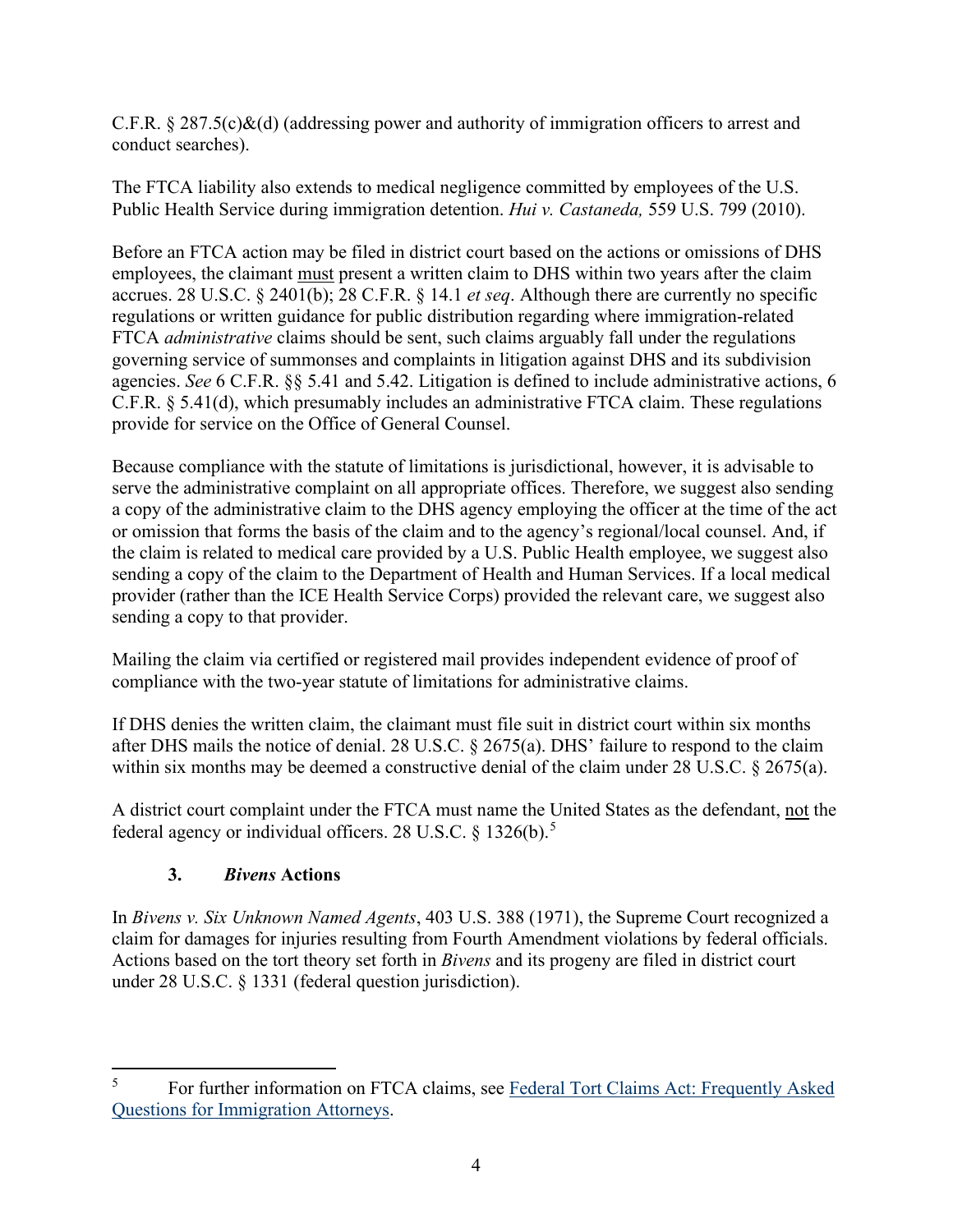C.F.R. § 287.5(c)&(d) (addressing power and authority of immigration officers to arrest and conduct searches).

The FTCA liability also extends to medical negligence committed by employees of the U.S. Public Health Service during immigration detention. *Hui v. Castaneda,* 559 U.S. 799 (2010).

Before an FTCA action may be filed in district court based on the actions or omissions of DHS employees, the claimant <u>must</u> present a written claim to DHS within two years after the claim accrues. 28 U.S.C. § 2401(b); 28 C.F.R. § 14.1 *et seq*. Although there are currently no specific regulations or written guidance for public distribution regarding where immigration-related FTCA *administrative* claims should be sent, such claims arguably fall under the regulations governing service of summonses and complaints in litigation against DHS and its subdivision agencies. *See* 6 C.F.R. §§ 5.41 and 5.42. Litigation is defined to include administrative actions, 6 C.F.R. § 5.41(d), which presumably includes an administrative FTCA claim. These regulations provide for service on the Office of General Counsel.

Because compliance with the statute of limitations is jurisdictional, however, it is advisable to serve the administrative complaint on all appropriate offices. Therefore, we suggest also sending a copy of the administrative claim to the DHS agency employing the officer at the time of the act or omission that forms the basis of the claim and to the agency's regional/local counsel. And, if the claim is related to medical care provided by a U.S. Public Health employee, we suggest also sending a copy of the claim to the Department of Health and Human Services. If a local medical provider (rather than the ICE Health Service Corps) provided the relevant care, we suggest also sending a copy to that provider.

Mailing the claim via certified or registered mail provides independent evidence of proof of compliance with the two-year statute of limitations for administrative claims.

If DHS denies the written claim, the claimant must file suit in district court within six months after DHS mails the notice of denial. 28 U.S.C. § 2675(a). DHS' failure to respond to the claim within six months may be deemed a constructive denial of the claim under 28 U.S.C. § 2675(a).

A district court complaint under the FTCA must name the United States as the defendant, <u>not</u> the federal agency or individual officers. 28 U.S.C. § 1326(b).[5]

### 3. *Bivens* Actions

In *Bivens v. Six Unknown Named Agents*, 403 U.S. 388 (1971), the Supreme Court recognized a claim for damages for injuries resulting from Fourth Amendment violations by federal officials. Actions based on the tort theory set forth in *Bivens* and its progeny are filed in district court under 28 U.S.C. § 1331 (federal question jurisdiction).

---

[5] For further information on FTCA claims, see Federal Tort Claims Act: Frequently Asked Questions for Immigration Attorneys.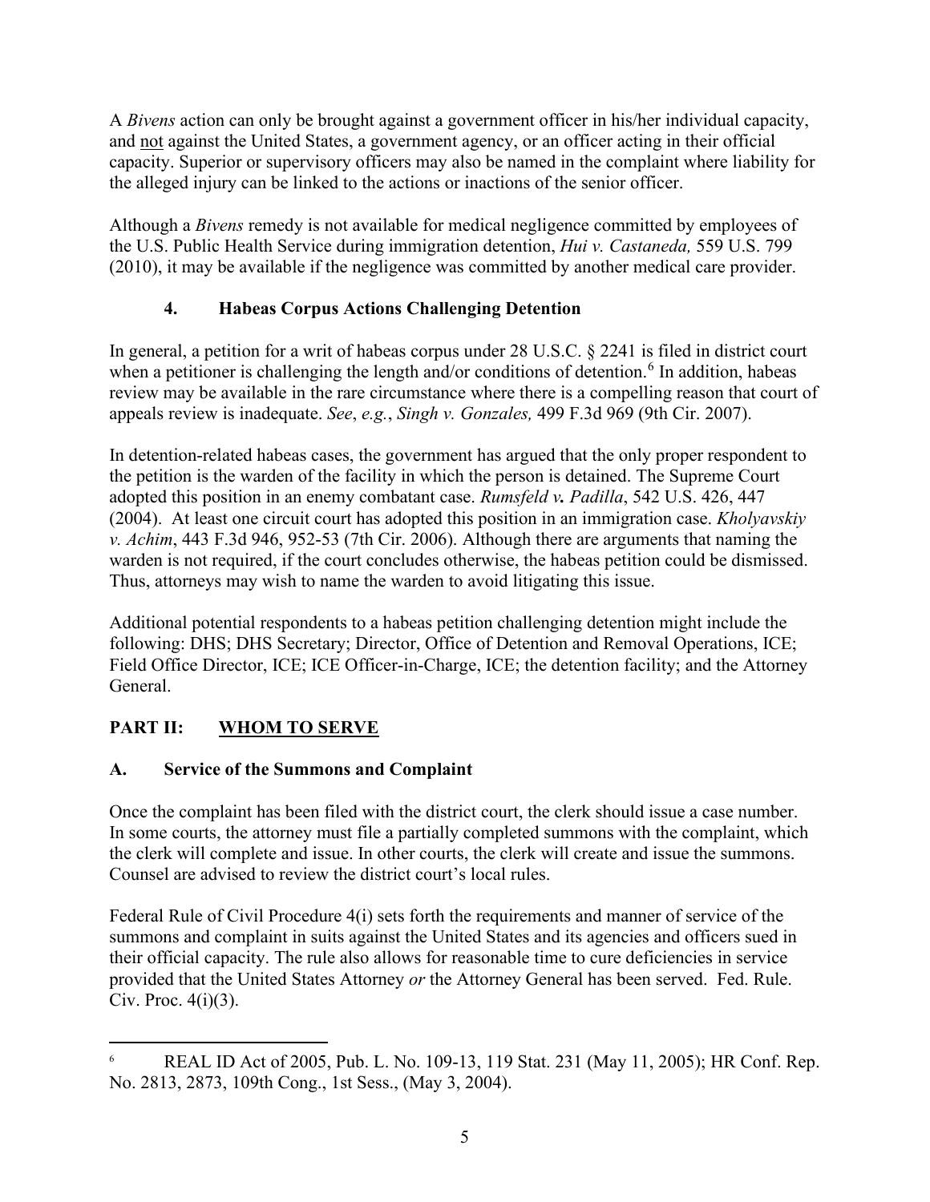A *Bivens* action can only be brought against a government officer in his/her individual capacity, and not against the United States, a government agency, or an officer acting in their official capacity. Superior or supervisory officers may also be named in the complaint where liability for the alleged injury can be linked to the actions or inactions of the senior officer.

Although a *Bivens* remedy is not available for medical negligence committed by employees of the U.S. Public Health Service during immigration detention, *Hui v. Castaneda,* 559 U.S. 799 (2010), it may be available if the negligence was committed by another medical care provider.

### 4. Habeas Corpus Actions Challenging Detention

In general, a petition for a writ of habeas corpus under 28 U.S.C. § 2241 is filed in district court when a petitioner is challenging the length and/or conditions of detention.[6] In addition, habeas review may be available in the rare circumstance where there is a compelling reason that court of appeals review is inadequate. *See*, *e.g.*, *Singh v. Gonzales,* 499 F.3d 969 (9th Cir. 2007).

In detention-related habeas cases, the government has argued that the only proper respondent to the petition is the warden of the facility in which the person is detained. The Supreme Court adopted this position in an enemy combatant case. *Rumsfeld v. Padilla*, 542 U.S. 426, 447 (2004). At least one circuit court has adopted this position in an immigration case. *Kholyavskiy v. Achim*, 443 F.3d 946, 952-53 (7th Cir. 2006). Although there are arguments that naming the warden is not required, if the court concludes otherwise, the habeas petition could be dismissed. Thus, attorneys may wish to name the warden to avoid litigating this issue.

Additional potential respondents to a habeas petition challenging detention might include the following: DHS; DHS Secretary; Director, Office of Detention and Removal Operations, ICE; Field Office Director, ICE; ICE Officer-in-Charge, ICE; the detention facility; and the Attorney General.

## PART II: WHOM TO SERVE

### A. Service of the Summons and Complaint

Once the complaint has been filed with the district court, the clerk should issue a case number. In some courts, the attorney must file a partially completed summons with the complaint, which the clerk will complete and issue. In other courts, the clerk will create and issue the summons. Counsel are advised to review the district court's local rules.

Federal Rule of Civil Procedure 4(i) sets forth the requirements and manner of service of the summons and complaint in suits against the United States and its agencies and officers sued in their official capacity. The rule also allows for reasonable time to cure deficiencies in service provided that the United States Attorney *or* the Attorney General has been served. Fed. Rule. Civ. Proc. 4(i)(3).

---

[6] REAL ID Act of 2005, Pub. L. No. 109-13, 119 Stat. 231 (May 11, 2005); HR Conf. Rep. No. 2813, 2873, 109th Cong., 1st Sess., (May 3, 2004).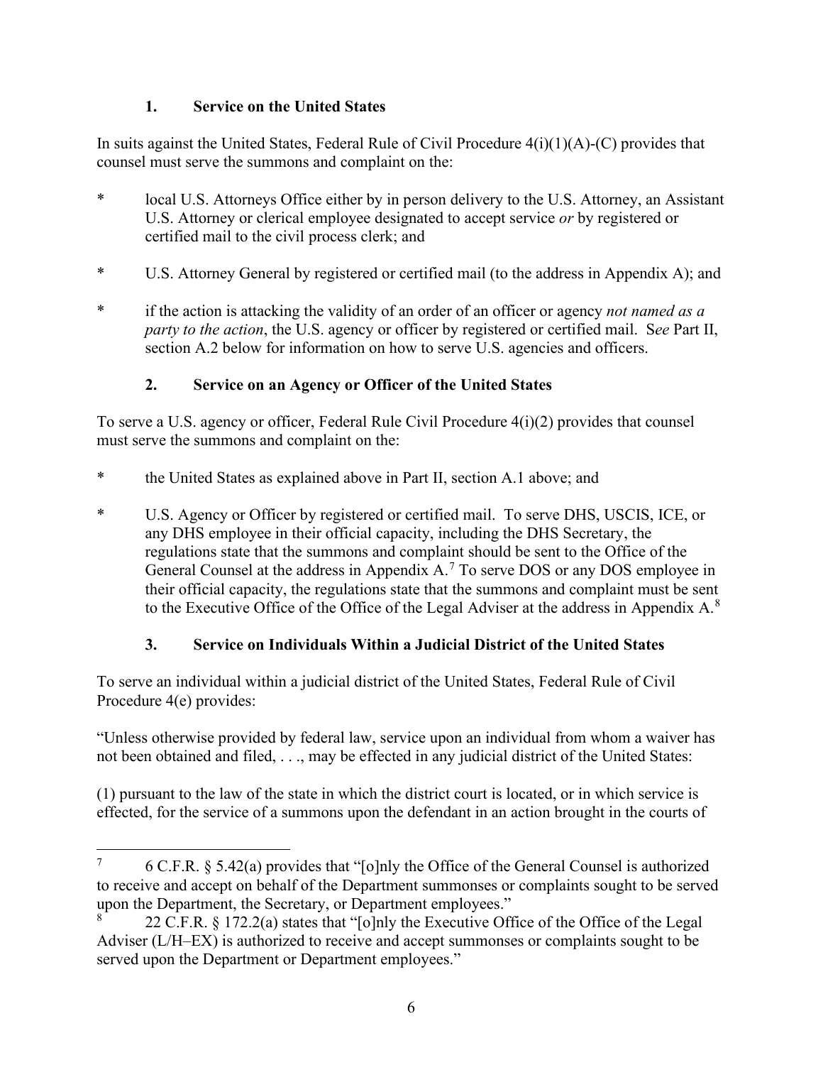### 1. Service on the United States

In suits against the United States, Federal Rule of Civil Procedure 4(i)(1)(A)-(C) provides that counsel must serve the summons and complaint on the:

- local U.S. Attorneys Office either by in person delivery to the U.S. Attorney, an Assistant U.S. Attorney or clerical employee designated to accept service *or* by registered or certified mail to the civil process clerk; and
- U.S. Attorney General by registered or certified mail (to the address in Appendix A); and
- if the action is attacking the validity of an order of an officer or agency *not named as a party to the action*, the U.S. agency or officer by registered or certified mail. S*ee* Part II, section A.2 below for information on how to serve U.S. agencies and officers.

### 2. Service on an Agency or Officer of the United States

To serve a U.S. agency or officer, Federal Rule Civil Procedure 4(i)(2) provides that counsel must serve the summons and complaint on the:

- the United States as explained above in Part II, section A.1 above; and
- U.S. Agency or Officer by registered or certified mail. To serve DHS, USCIS, ICE, or any DHS employee in their official capacity, including the DHS Secretary, the regulations state that the summons and complaint should be sent to the Office of the General Counsel at the address in Appendix A.[7] To serve DOS or any DOS employee in their official capacity, the regulations state that the summons and complaint must be sent to the Executive Office of the Office of the Legal Adviser at the address in Appendix A.[8]

### 3. Service on Individuals Within a Judicial District of the United States

To serve an individual within a judicial district of the United States, Federal Rule of Civil Procedure 4(e) provides:

"Unless otherwise provided by federal law, service upon an individual from whom a waiver has not been obtained and filed, . . ., may be effected in any judicial district of the United States:

(1) pursuant to the law of the state in which the district court is located, or in which service is effected, for the service of a summons upon the defendant in an action brought in the courts of

---

[7] 6 C.F.R. § 5.42(a) provides that "[o]nly the Office of the General Counsel is authorized to receive and accept on behalf of the Department summonses or complaints sought to be served upon the Department, the Secretary, or Department employees."

[8] 22 C.F.R. § 172.2(a) states that "[o]nly the Executive Office of the Office of the Legal Adviser (L/H–EX) is authorized to receive and accept summonses or complaints sought to be served upon the Department or Department employees."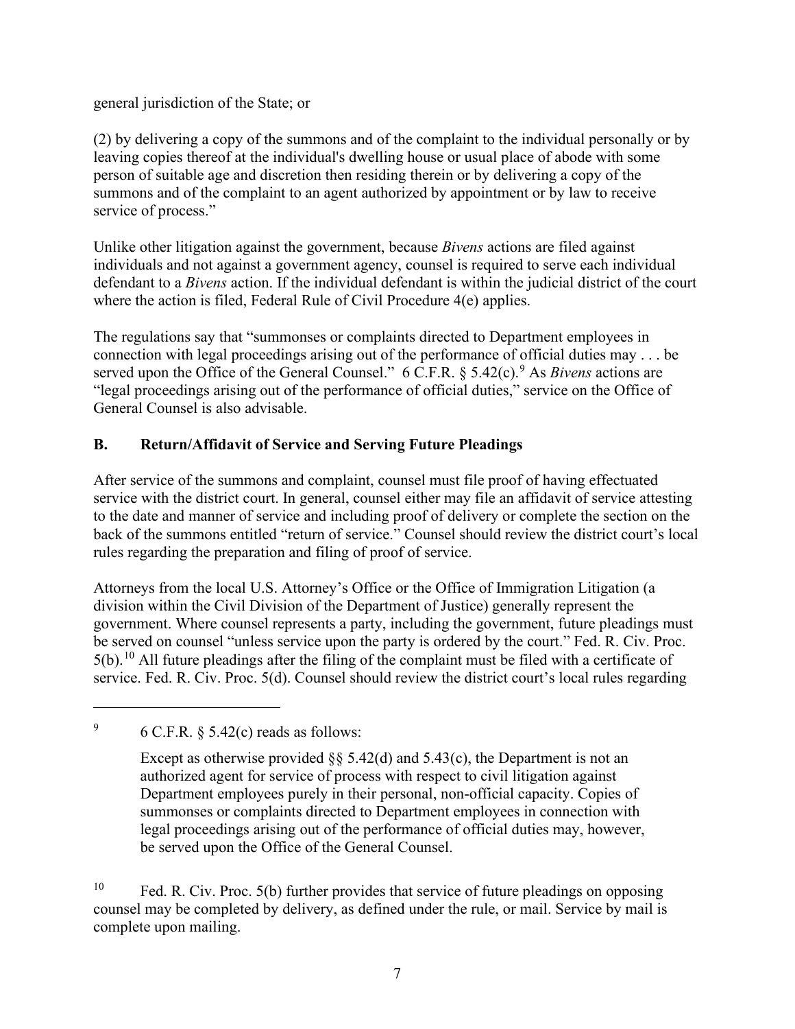general jurisdiction of the State; or

(2) by delivering a copy of the summons and of the complaint to the individual personally or by leaving copies thereof at the individual's dwelling house or usual place of abode with some person of suitable age and discretion then residing therein or by delivering a copy of the summons and of the complaint to an agent authorized by appointment or by law to receive service of process."

Unlike other litigation against the government, because *Bivens* actions are filed against individuals and not against a government agency, counsel is required to serve each individual defendant to a *Bivens* action. If the individual defendant is within the judicial district of the court where the action is filed, Federal Rule of Civil Procedure 4(e) applies.

The regulations say that "summonses or complaints directed to Department employees in connection with legal proceedings arising out of the performance of official duties may . . . be served upon the Office of the General Counsel." 6 C.F.R. § 5.42(c).[9] As *Bivens* actions are "legal proceedings arising out of the performance of official duties," service on the Office of General Counsel is also advisable.

## B. Return/Affidavit of Service and Serving Future Pleadings

After service of the summons and complaint, counsel must file proof of having effectuated service with the district court. In general, counsel either may file an affidavit of service attesting to the date and manner of service and including proof of delivery or complete the section on the back of the summons entitled "return of service." Counsel should review the district court's local rules regarding the preparation and filing of proof of service.

Attorneys from the local U.S. Attorney's Office or the Office of Immigration Litigation (a division within the Civil Division of the Department of Justice) generally represent the government. Where counsel represents a party, including the government, future pleadings must be served on counsel "unless service upon the party is ordered by the court." Fed. R. Civ. Proc. 5(b).[10] All future pleadings after the filing of the complaint must be filed with a certificate of service. Fed. R. Civ. Proc. 5(d). Counsel should review the district court's local rules regarding

---

[9] 6 C.F.R. § 5.42(c) reads as follows:

> Except as otherwise provided §§ 5.42(d) and 5.43(c), the Department is not an authorized agent for service of process with respect to civil litigation against Department employees purely in their personal, non-official capacity. Copies of summonses or complaints directed to Department employees in connection with legal proceedings arising out of the performance of official duties may, however, be served upon the Office of the General Counsel.

[10] Fed. R. Civ. Proc. 5(b) further provides that service of future pleadings on opposing counsel may be completed by delivery, as defined under the rule, or mail. Service by mail is complete upon mailing.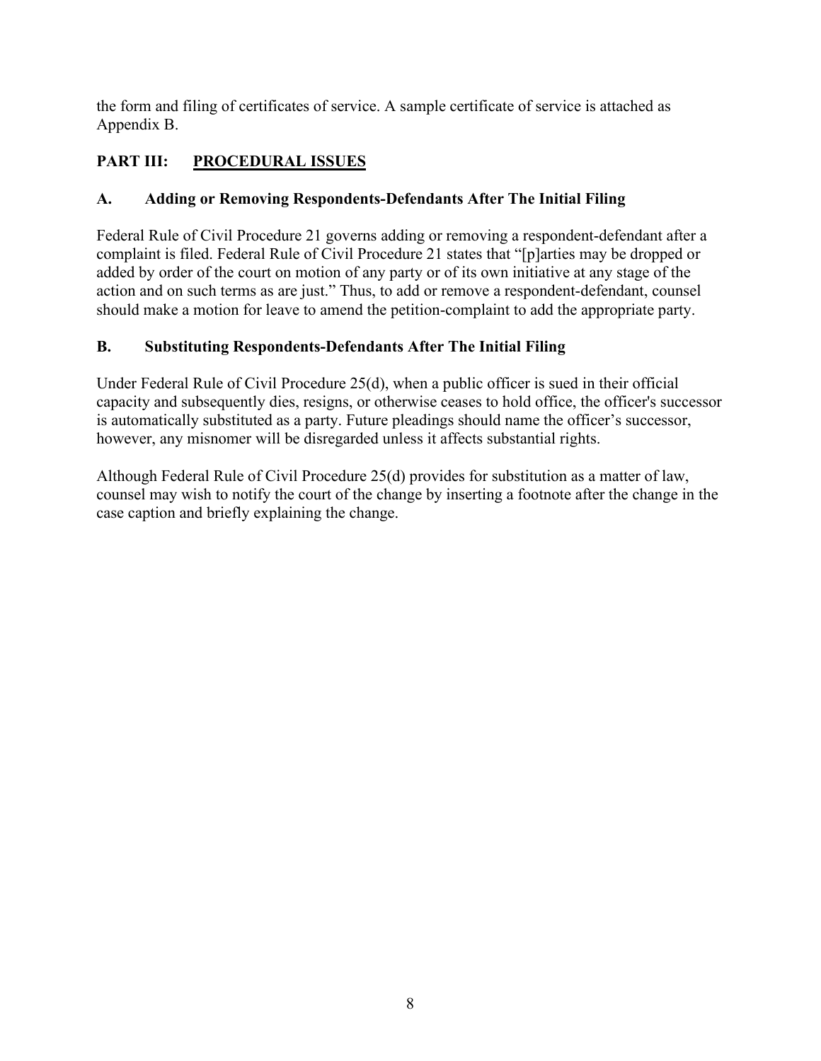the form and filing of certificates of service. A sample certificate of service is attached as Appendix B.

## PART III: PROCEDURAL ISSUES

### A. Adding or Removing Respondents-Defendants After The Initial Filing

Federal Rule of Civil Procedure 21 governs adding or removing a respondent-defendant after a complaint is filed. Federal Rule of Civil Procedure 21 states that "[p]arties may be dropped or added by order of the court on motion of any party or of its own initiative at any stage of the action and on such terms as are just." Thus, to add or remove a respondent-defendant, counsel should make a motion for leave to amend the petition-complaint to add the appropriate party.

### B. Substituting Respondents-Defendants After The Initial Filing

Under Federal Rule of Civil Procedure 25(d), when a public officer is sued in their official capacity and subsequently dies, resigns, or otherwise ceases to hold office, the officer's successor is automatically substituted as a party. Future pleadings should name the officer's successor, however, any misnomer will be disregarded unless it affects substantial rights.

Although Federal Rule of Civil Procedure 25(d) provides for substitution as a matter of law, counsel may wish to notify the court of the change by inserting a footnote after the change in the case caption and briefly explaining the change.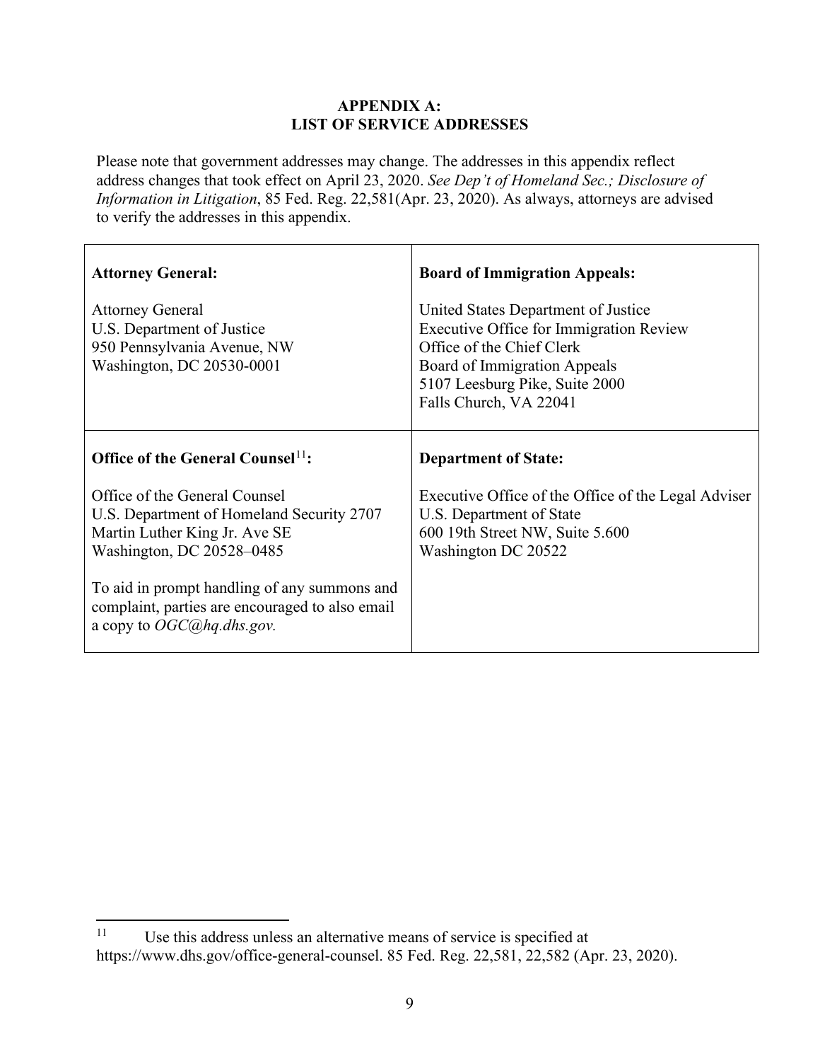# APPENDIX A: LIST OF SERVICE ADDRESSES

Please note that government addresses may change. The addresses in this appendix reflect address changes that took effect on April 23, 2020. *See Dep't of Homeland Sec.; Disclosure of Information in Litigation*, 85 Fed. Reg. 22,581(Apr. 23, 2020). As always, attorneys are advised to verify the addresses in this appendix.

| **Attorney General:** | **Board of Immigration Appeals:** |
|---|---|
| Attorney General<br>U.S. Department of Justice<br>950 Pennsylvania Avenue, NW<br>Washington, DC 20530-0001 | United States Department of Justice<br>Executive Office for Immigration Review<br>Office of the Chief Clerk<br>Board of Immigration Appeals<br>5107 Leesburg Pike, Suite 2000<br>Falls Church, VA 22041 |
| **Office of the General Counsel[11]:** | **Department of State:** |
| Office of the General Counsel<br>U.S. Department of Homeland Security 2707<br>Martin Luther King Jr. Ave SE<br>Washington, DC 20528–0485<br><br>To aid in prompt handling of any summons and complaint, parties are encouraged to also email a copy to *OGC@hq.dhs.gov.* | Executive Office of the Office of the Legal Adviser<br>U.S. Department of State<br>600 19th Street NW, Suite 5.600<br>Washington DC 20522 |

[11] Use this address unless an alternative means of service is specified at https://www.dhs.gov/office-general-counsel. 85 Fed. Reg. 22,581, 22,582 (Apr. 23, 2020).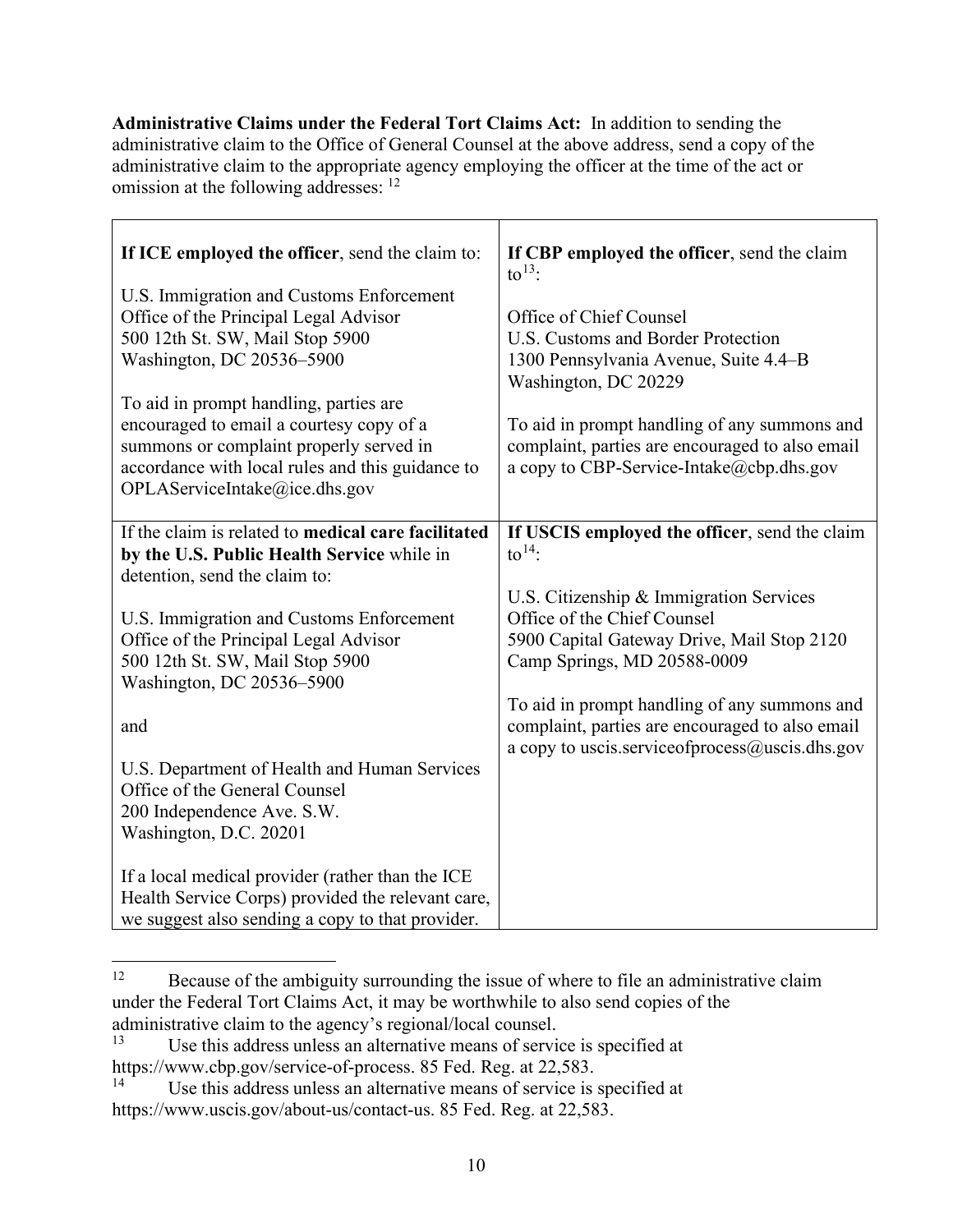**Administrative Claims under the Federal Tort Claims Act:** In addition to sending the administrative claim to the Office of General Counsel at the above address, send a copy of the administrative claim to the appropriate agency employing the officer at the time of the act or omission at the following addresses: [12]

| | |
|---|---|
| **If ICE employed the officer**, send the claim to:<br><br>U.S. Immigration and Customs Enforcement<br>Office of the Principal Legal Advisor<br>500 12th St. SW, Mail Stop 5900<br>Washington, DC 20536–5900<br><br>To aid in prompt handling, parties are encouraged to email a courtesy copy of a summons or complaint properly served in accordance with local rules and this guidance to OPLAServiceIntake@ice.dhs.gov | **If CBP employed the officer**, send the claim to[13]:<br><br>Office of Chief Counsel<br>U.S. Customs and Border Protection<br>1300 Pennsylvania Avenue, Suite 4.4–B<br>Washington, DC 20229<br><br>To aid in prompt handling of any summons and complaint, parties are encouraged to also email a copy to CBP-Service-Intake@cbp.dhs.gov |
| If the claim is related to **medical care facilitated by the U.S. Public Health Service** while in detention, send the claim to:<br><br>U.S. Immigration and Customs Enforcement<br>Office of the Principal Legal Advisor<br>500 12th St. SW, Mail Stop 5900<br>Washington, DC 20536–5900<br><br>and<br><br>U.S. Department of Health and Human Services<br>Office of the General Counsel<br>200 Independence Ave. S.W.<br>Washington, D.C. 20201<br><br>If a local medical provider (rather than the ICE Health Service Corps) provided the relevant care, we suggest also sending a copy to that provider. | **If USCIS employed the officer**, send the claim to[14]:<br><br>U.S. Citizenship & Immigration Services<br>Office of the Chief Counsel<br>5900 Capital Gateway Drive, Mail Stop 2120<br>Camp Springs, MD 20588-0009<br><br>To aid in prompt handling of any summons and complaint, parties are encouraged to also email a copy to uscis.serviceofprocess@uscis.dhs.gov |

---

[12] Because of the ambiguity surrounding the issue of where to file an administrative claim under the Federal Tort Claims Act, it may be worthwhile to also send copies of the administrative claim to the agency's regional/local counsel.

[13] Use this address unless an alternative means of service is specified at https://www.cbp.gov/service-of-process. 85 Fed. Reg. at 22,583.

[14] Use this address unless an alternative means of service is specified at https://www.uscis.gov/about-us/contact-us. 85 Fed. Reg. at 22,583.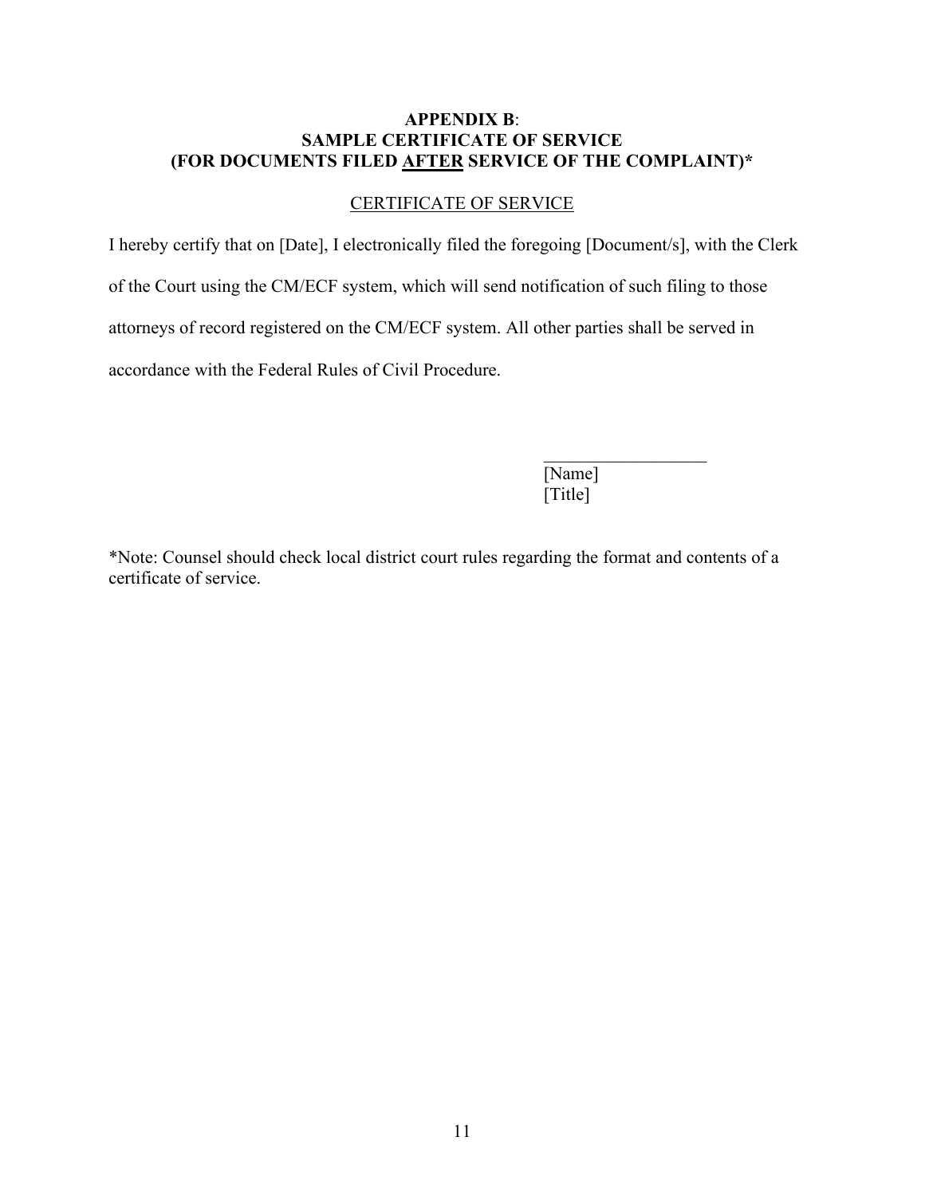**APPENDIX B**:
**SAMPLE CERTIFICATE OF SERVICE**
**(FOR DOCUMENTS FILED <u>AFTER</u> SERVICE OF THE COMPLAINT)***

<u>CERTIFICATE OF SERVICE</u>

I hereby certify that on [Date], I electronically filed the foregoing [Document/s], with the Clerk of the Court using the CM/ECF system, which will send notification of such filing to those attorneys of record registered on the CM/ECF system. All other parties shall be served in accordance with the Federal Rules of Civil Procedure.

\_\_\_\_\_\_\_\_\_\_\_\_\_\_\_\_\_\_
[Name]
[Title]

*Note: Counsel should check local district court rules regarding the format and contents of a certificate of service.